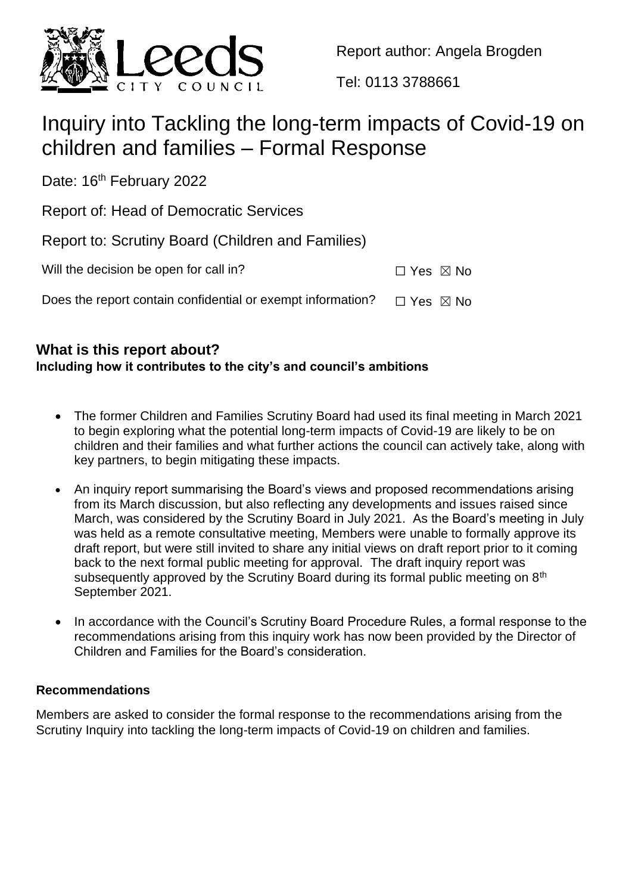Report author: Angela Brogden

Tel: 0113 3788661

# Inquiry into Tackling the long-term impacts of Covid-19 on children and families – Formal Response

Date: 16th February 2022

Report of: Head of Democratic Services

Report to: Scrutiny Board (Children and Families)

Will the decision be open for call in? ☐ Yes ☒ No

Does the report contain confidential or exempt information? ☐ Yes ☒ No

## What is this report about?

**Including how it contributes to the city's and council's ambitions**

- The former Children and Families Scrutiny Board had used its final meeting in March 2021 to begin exploring what the potential long-term impacts of Covid-19 are likely to be on children and their families and what further actions the council can actively take, along with key partners, to begin mitigating these impacts.
- An inquiry report summarising the Board's views and proposed recommendations arising from its March discussion, but also reflecting any developments and issues raised since March, was considered by the Scrutiny Board in July 2021. As the Board's meeting in July was held as a remote consultative meeting, Members were unable to formally approve its draft report, but were still invited to share any initial views on draft report prior to it coming back to the next formal public meeting for approval. The draft inquiry report was subsequently approved by the Scrutiny Board during its formal public meeting on 8th September 2021.
- In accordance with the Council's Scrutiny Board Procedure Rules, a formal response to the recommendations arising from this inquiry work has now been provided by the Director of Children and Families for the Board's consideration.

### Recommendations

Members are asked to consider the formal response to the recommendations arising from the Scrutiny Inquiry into tackling the long-term impacts of Covid-19 on children and families.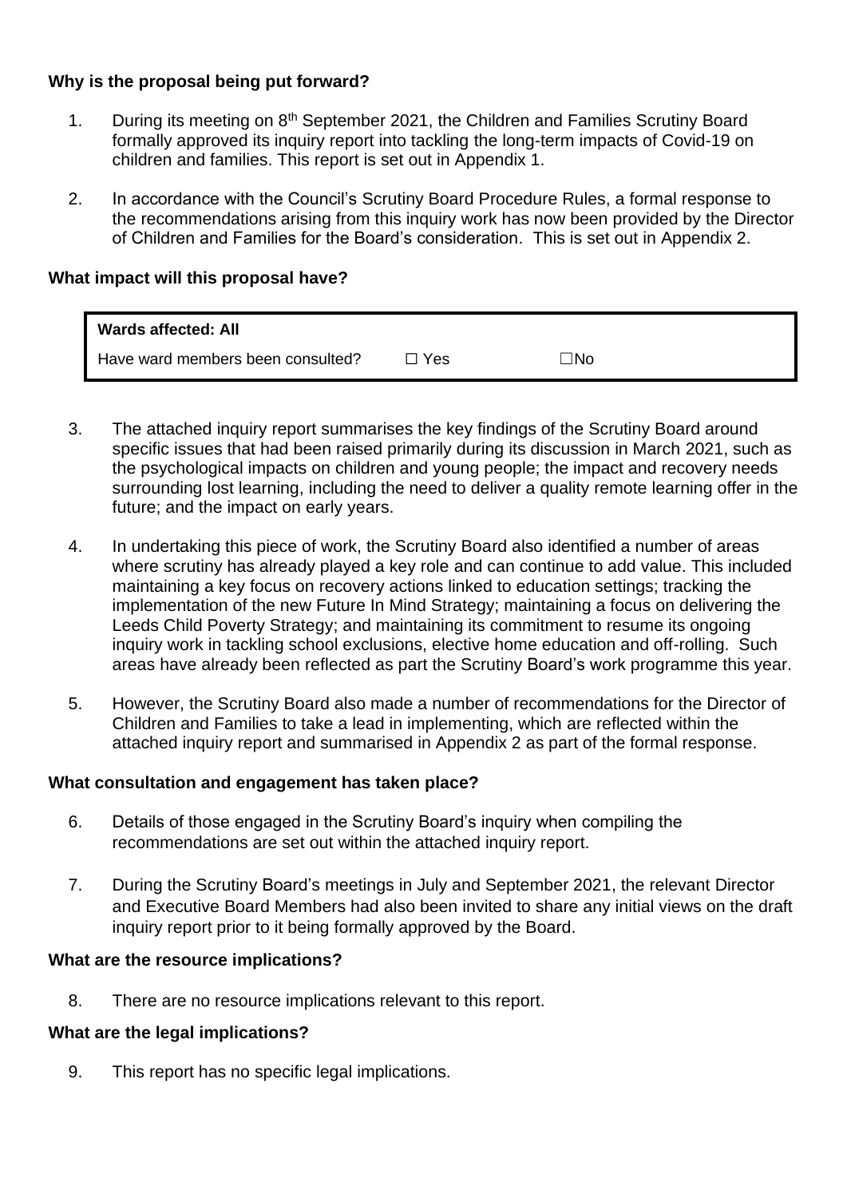**Why is the proposal being put forward?**

1. During its meeting on 8th September 2021, the Children and Families Scrutiny Board formally approved its inquiry report into tackling the long-term impacts of Covid-19 on children and families. This report is set out in Appendix 1.

2. In accordance with the Council's Scrutiny Board Procedure Rules, a formal response to the recommendations arising from this inquiry work has now been provided by the Director of Children and Families for the Board's consideration. This is set out in Appendix 2.

**What impact will this proposal have?**

| **Wards affected: All** | | |
|---|---|---|
| Have ward members been consulted? | ☐ Yes | ☐No |

3. The attached inquiry report summarises the key findings of the Scrutiny Board around specific issues that had been raised primarily during its discussion in March 2021, such as the psychological impacts on children and young people; the impact and recovery needs surrounding lost learning, including the need to deliver a quality remote learning offer in the future; and the impact on early years.

4. In undertaking this piece of work, the Scrutiny Board also identified a number of areas where scrutiny has already played a key role and can continue to add value. This included maintaining a key focus on recovery actions linked to education settings; tracking the implementation of the new Future In Mind Strategy; maintaining a focus on delivering the Leeds Child Poverty Strategy; and maintaining its commitment to resume its ongoing inquiry work in tackling school exclusions, elective home education and off-rolling. Such areas have already been reflected as part the Scrutiny Board's work programme this year.

5. However, the Scrutiny Board also made a number of recommendations for the Director of Children and Families to take a lead in implementing, which are reflected within the attached inquiry report and summarised in Appendix 2 as part of the formal response.

**What consultation and engagement has taken place?**

6. Details of those engaged in the Scrutiny Board's inquiry when compiling the recommendations are set out within the attached inquiry report.

7. During the Scrutiny Board's meetings in July and September 2021, the relevant Director and Executive Board Members had also been invited to share any initial views on the draft inquiry report prior to it being formally approved by the Board.

**What are the resource implications?**

8. There are no resource implications relevant to this report.

**What are the legal implications?**

9. This report has no specific legal implications.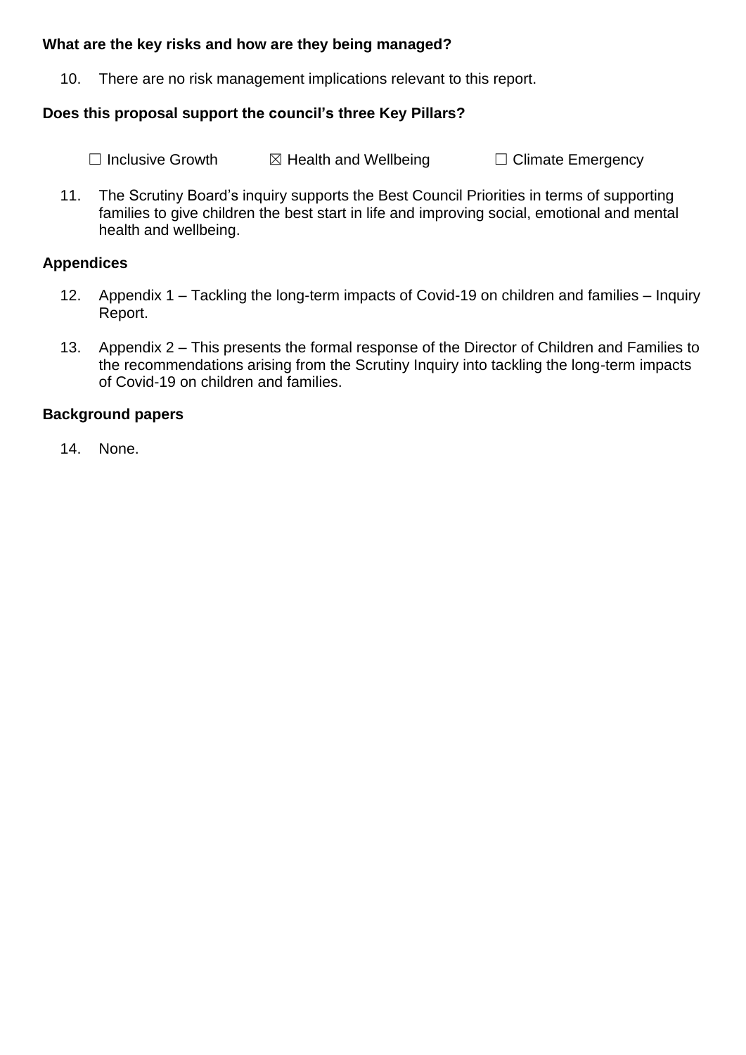**What are the key risks and how are they being managed?**

10. There are no risk management implications relevant to this report.

**Does this proposal support the council's three Key Pillars?**

☐ Inclusive Growth ☒ Health and Wellbeing ☐ Climate Emergency

11. The Scrutiny Board's inquiry supports the Best Council Priorities in terms of supporting families to give children the best start in life and improving social, emotional and mental health and wellbeing.

**Appendices**

12. Appendix 1 – Tackling the long-term impacts of Covid-19 on children and families – Inquiry Report.

13. Appendix 2 – This presents the formal response of the Director of Children and Families to the recommendations arising from the Scrutiny Inquiry into tackling the long-term impacts of Covid-19 on children and families.

**Background papers**

14. None.